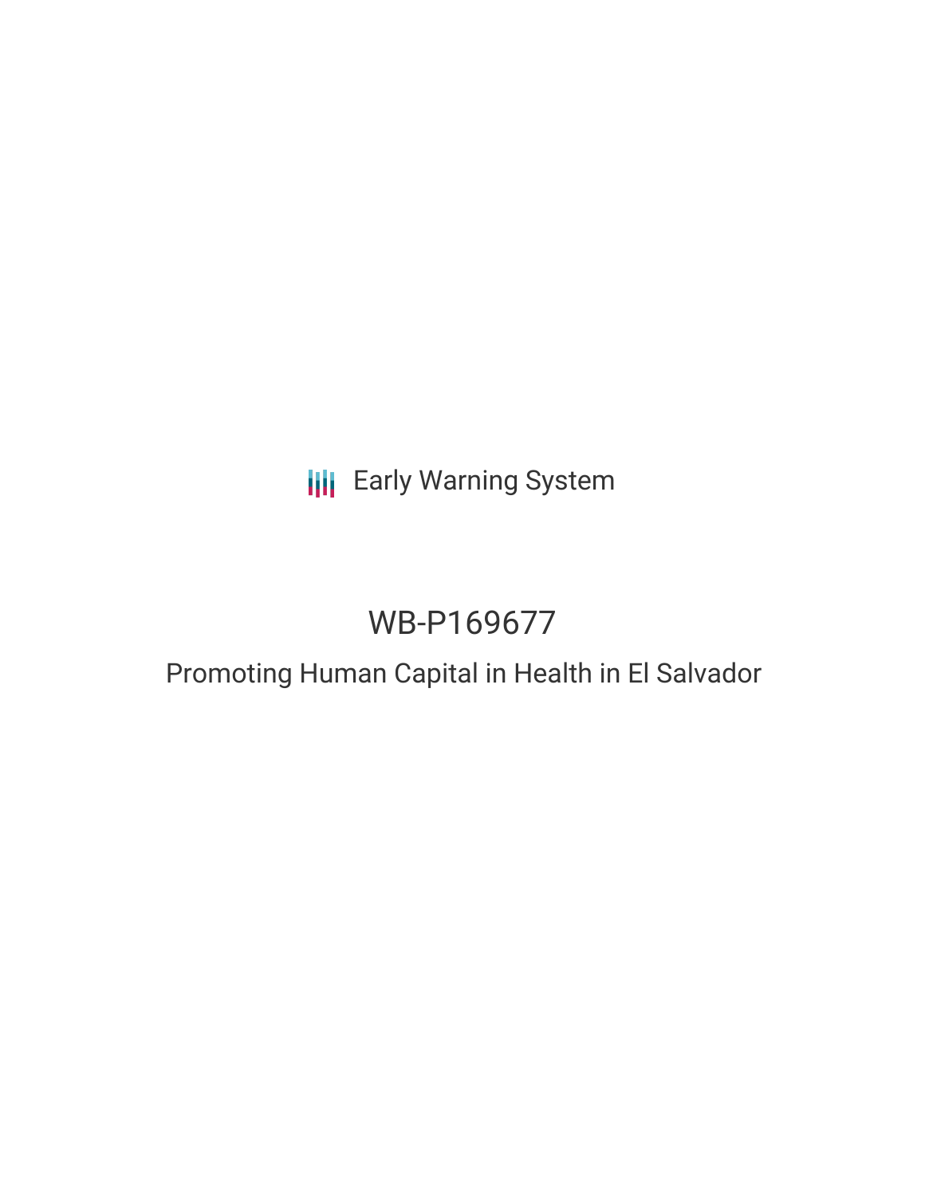Early Warning System

# WB-P169677

## Promoting Human Capital in Health in El Salvador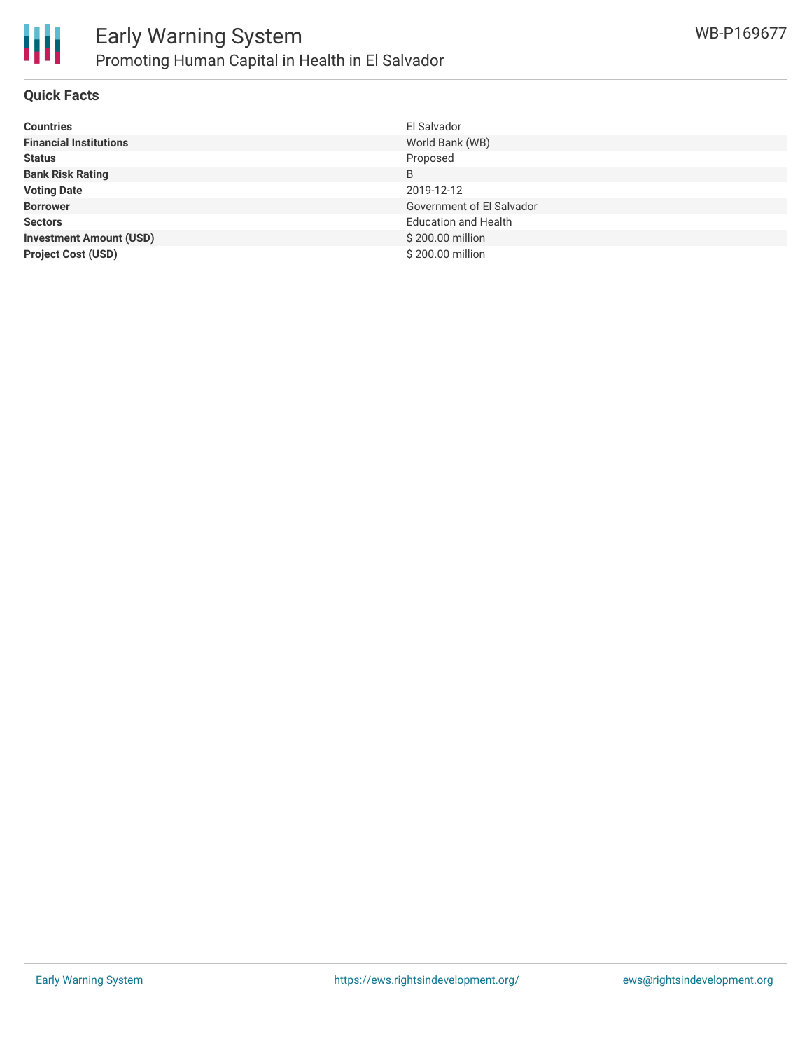# Early Warning System

## Promoting Human Capital in Health in El Salvador

WB-P169677

### Quick Facts

| | |
|---|---|
| **Countries** | El Salvador |
| **Financial Institutions** | World Bank (WB) |
| **Status** | Proposed |
| **Bank Risk Rating** | B |
| **Voting Date** | 2019-12-12 |
| **Borrower** | Government of El Salvador |
| **Sectors** | Education and Health |
| **Investment Amount (USD)** | $ 200.00 million |
| **Project Cost (USD)** | $ 200.00 million |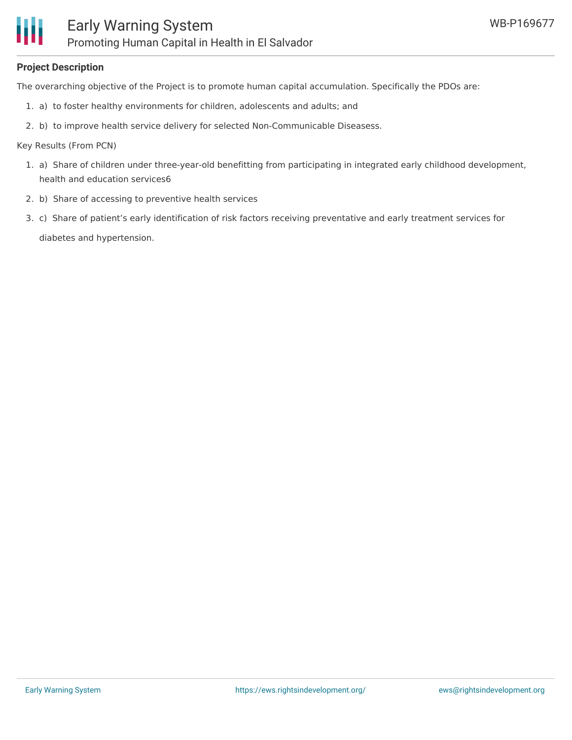**Project Description**

The overarching objective of the Project is to promote human capital accumulation. Specifically the PDOs are:

1. a) to foster healthy environments for children, adolescents and adults; and
2. b) to improve health service delivery for selected Non-Communicable Diseasess.

Key Results (From PCN)

1. a) Share of children under three-year-old benefitting from participating in integrated early childhood development, health and education services6
2. b) Share of accessing to preventive health services
3. c) Share of patient's early identification of risk factors receiving preventative and early treatment services for diabetes and hypertension.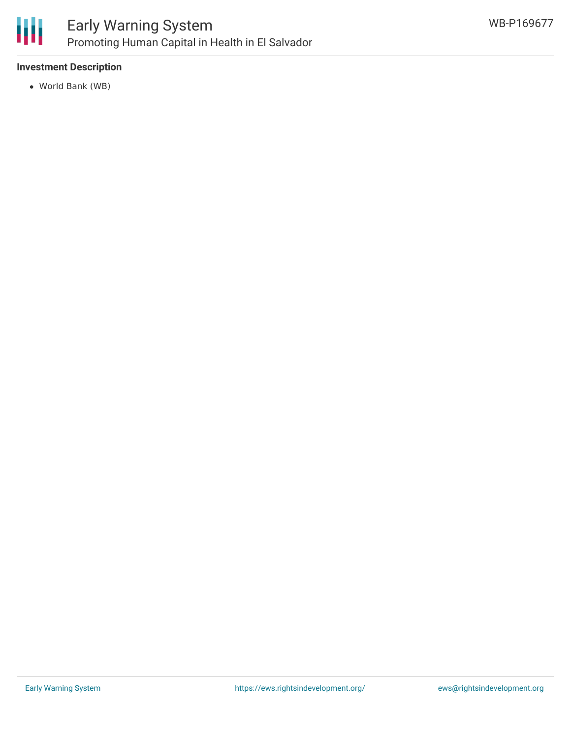**Investment Description**

- World Bank (WB)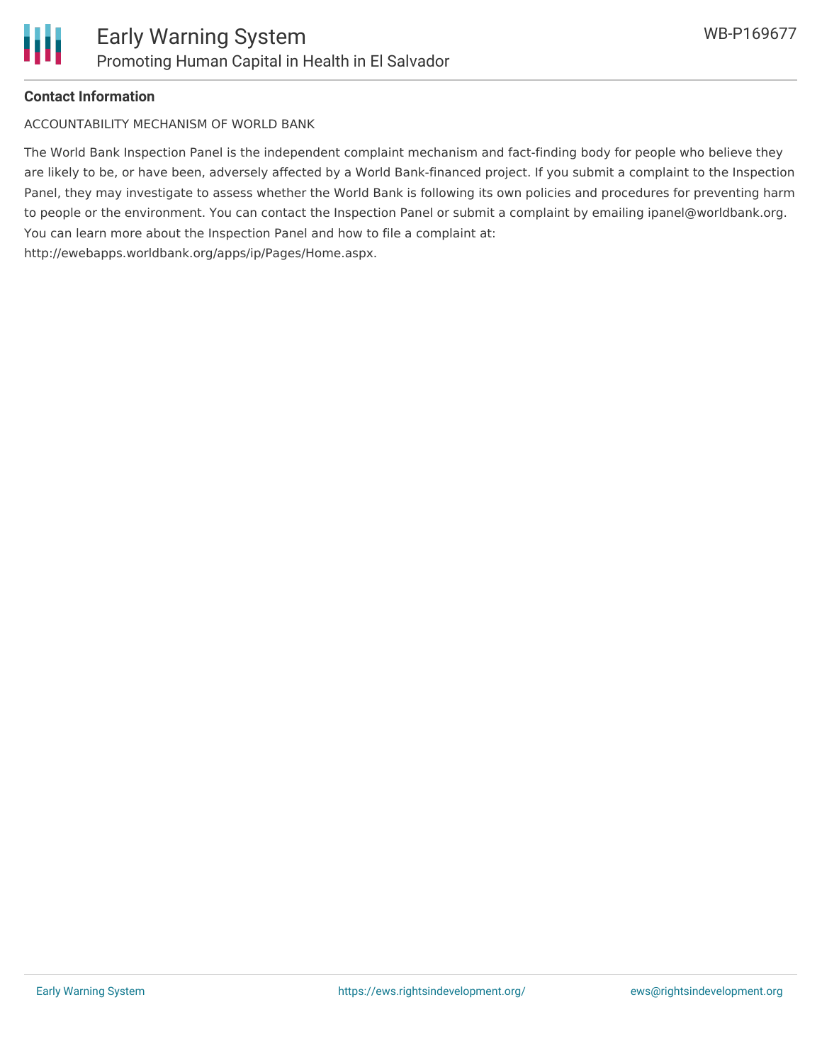**Contact Information**

ACCOUNTABILITY MECHANISM OF WORLD BANK

The World Bank Inspection Panel is the independent complaint mechanism and fact-finding body for people who believe they are likely to be, or have been, adversely affected by a World Bank-financed project. If you submit a complaint to the Inspection Panel, they may investigate to assess whether the World Bank is following its own policies and procedures for preventing harm to people or the environment. You can contact the Inspection Panel or submit a complaint by emailing ipanel@worldbank.org. You can learn more about the Inspection Panel and how to file a complaint at: http://ewebapps.worldbank.org/apps/ip/Pages/Home.aspx.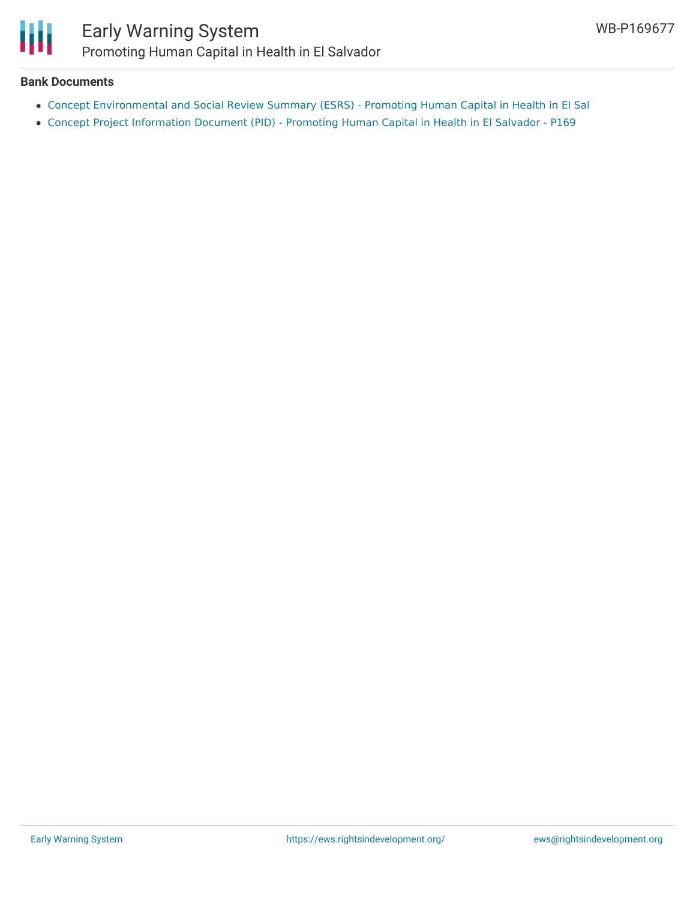**Bank Documents**

- Concept Environmental and Social Review Summary (ESRS) - Promoting Human Capital in Health in El Sal
- Concept Project Information Document (PID) - Promoting Human Capital in Health in El Salvador - P169